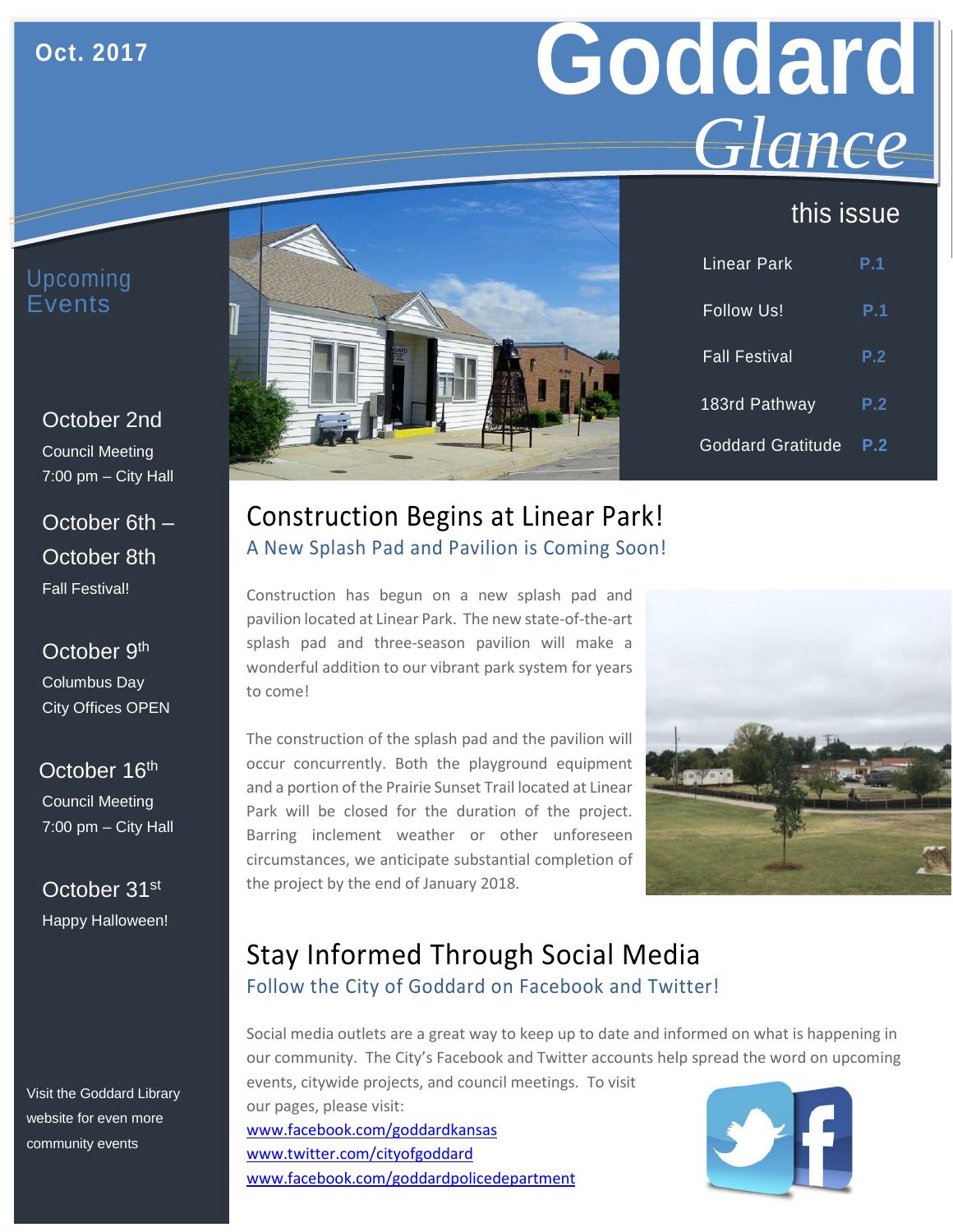Oct. 2017

# Goddard *Glance*

## this issue

| | |
|---|---|
| Linear Park | P.1 |
| Follow Us! | P.1 |
| Fall Festival | P.2 |
| 183rd Pathway | P.2 |
| Goddard Gratitude | P.2 |

## Upcoming Events

**October 2nd**
Council Meeting
7:00 pm – City Hall

**October 6th – October 8th**
Fall Festival!

**October 9th**
Columbus Day
City Offices OPEN

**October 16th**
Council Meeting
7:00 pm – City Hall

**October 31st**
Happy Halloween!

Visit the Goddard Library website for even more community events

## Construction Begins at Linear Park!

### A New Splash Pad and Pavilion is Coming Soon!

Construction has begun on a new splash pad and pavilion located at Linear Park. The new state-of-the-art splash pad and three-season pavilion will make a wonderful addition to our vibrant park system for years to come!

The construction of the splash pad and the pavilion will occur concurrently. Both the playground equipment and a portion of the Prairie Sunset Trail located at Linear Park will be closed for the duration of the project. Barring inclement weather or other unforeseen circumstances, we anticipate substantial completion of the project by the end of January 2018.

## Stay Informed Through Social Media

### Follow the City of Goddard on Facebook and Twitter!

Social media outlets are a great way to keep up to date and informed on what is happening in our community. The City's Facebook and Twitter accounts help spread the word on upcoming events, citywide projects, and council meetings. To visit our pages, please visit:

www.facebook.com/goddardkansas
www.twitter.com/cityofgoddard
www.facebook.com/goddardpolicedepartment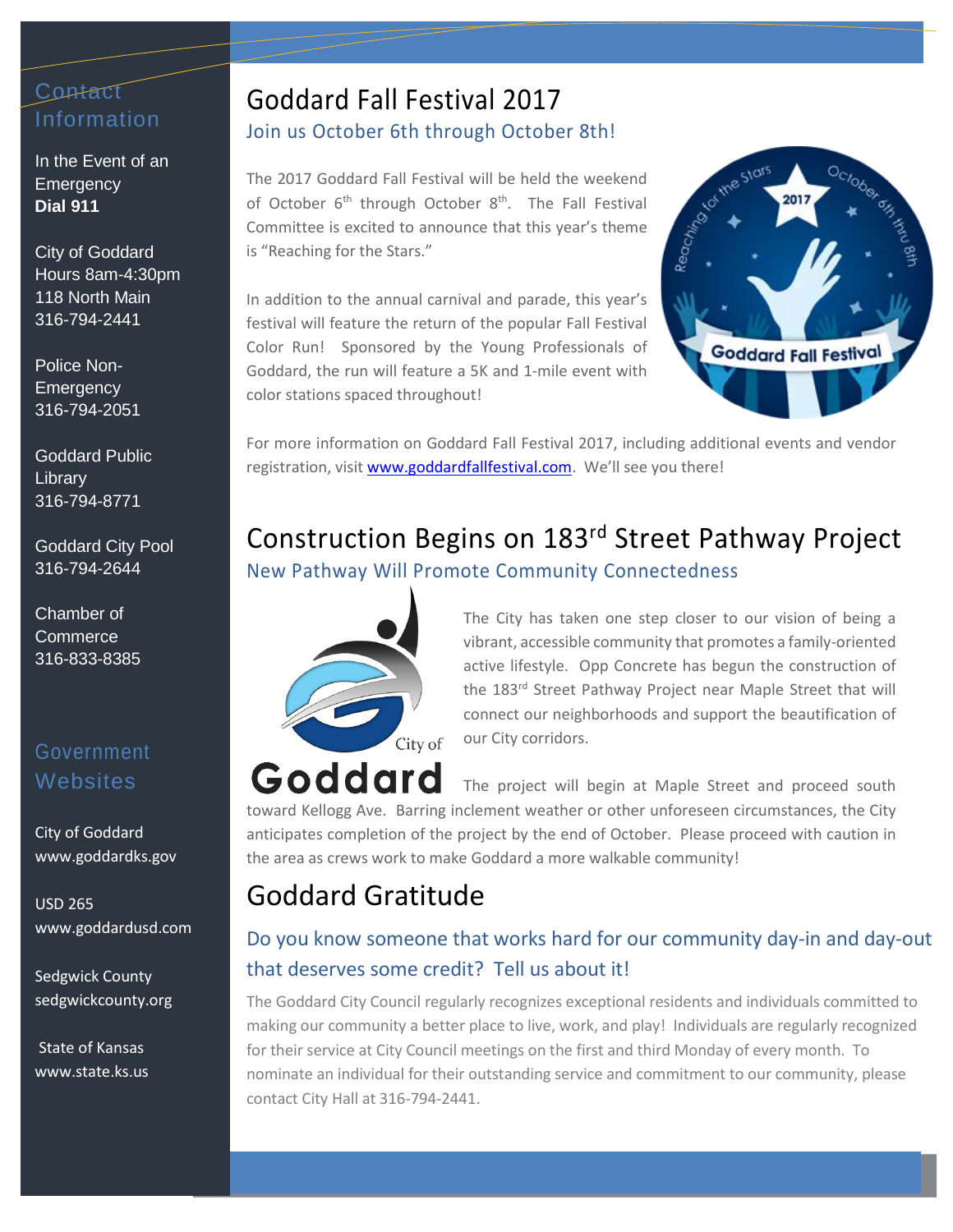## Contact Information

In the Event of an Emergency
**Dial 911**

City of Goddard
Hours 8am-4:30pm
118 North Main
316-794-2441

Police Non-Emergency
316-794-2051

Goddard Public Library
316-794-8771

Goddard City Pool
316-794-2644

Chamber of Commerce
316-833-8385

## Government Websites

City of Goddard
www.goddardks.gov

USD 265
www.goddardusd.com

Sedgwick County
sedgwickcounty.org

State of Kansas
www.state.ks.us

# Goddard Fall Festival 2017

### Join us October 6th through October 8th!

The 2017 Goddard Fall Festival will be held the weekend of October 6th through October 8th. The Fall Festival Committee is excited to announce that this year's theme is "Reaching for the Stars."

In addition to the annual carnival and parade, this year's festival will feature the return of the popular Fall Festival Color Run! Sponsored by the Young Professionals of Goddard, the run will feature a 5K and 1-mile event with color stations spaced throughout!

For more information on Goddard Fall Festival 2017, including additional events and vendor registration, visit [www.goddardfallfestival.com](http://www.goddardfallfestival.com). We'll see you there!

# Construction Begins on 183rd Street Pathway Project

### New Pathway Will Promote Community Connectedness

The City has taken one step closer to our vision of being a vibrant, accessible community that promotes a family-oriented active lifestyle. Opp Concrete has begun the construction of the 183rd Street Pathway Project near Maple Street that will connect our neighborhoods and support the beautification of our City corridors.

The project will begin at Maple Street and proceed south toward Kellogg Ave. Barring inclement weather or other unforeseen circumstances, the City anticipates completion of the project by the end of October. Please proceed with caution in the area as crews work to make Goddard a more walkable community!

# Goddard Gratitude

### Do you know someone that works hard for our community day-in and day-out that deserves some credit? Tell us about it!

The Goddard City Council regularly recognizes exceptional residents and individuals committed to making our community a better place to live, work, and play! Individuals are regularly recognized for their service at City Council meetings on the first and third Monday of every month. To nominate an individual for their outstanding service and commitment to our community, please contact City Hall at 316-794-2441.